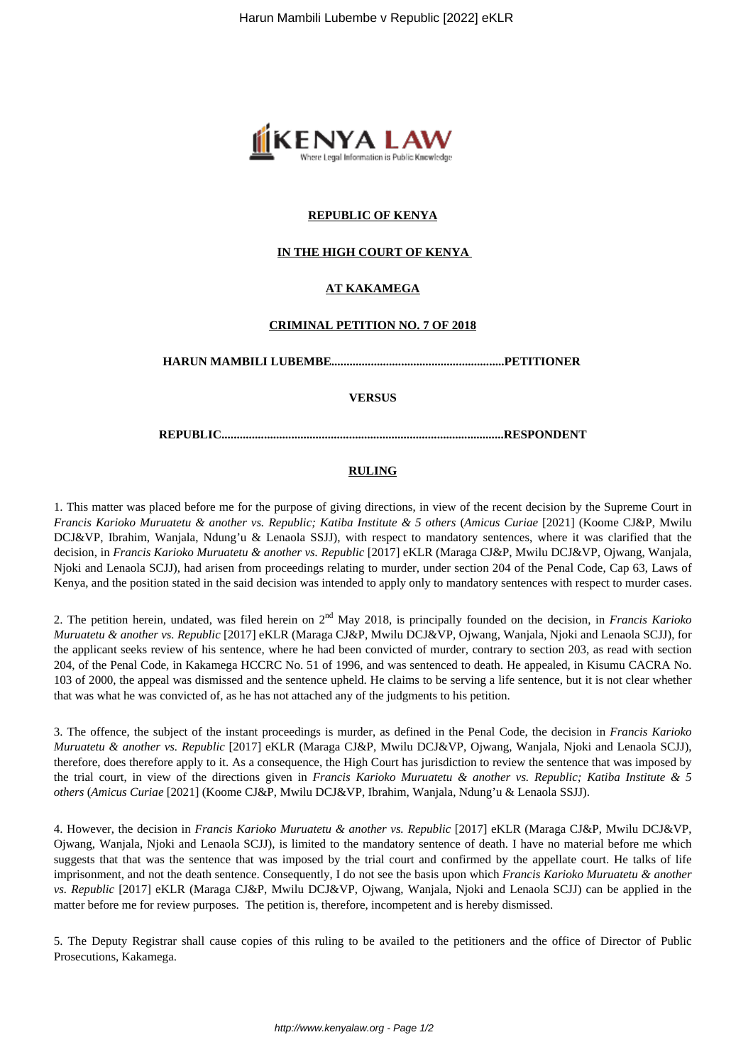**REPUBLIC OF KENYA**

**IN THE HIGH COURT OF KENYA**

**AT KAKAMEGA**

**CRIMINAL PETITION NO. 7 OF 2018**

**HARUN MAMBILI LUBEMBE.........................................................PETITIONER**

**VERSUS**

**REPUBLIC..............................................................................................RESPONDENT**

**RULING**

1. This matter was placed before me for the purpose of giving directions, in view of the recent decision by the Supreme Court in *Francis Karioko Muruatetu & another vs. Republic; Katiba Institute & 5 others* (*Amicus Curiae* [2021] (Koome CJ&P, Mwilu DCJ&VP, Ibrahim, Wanjala, Ndung'u & Lenaola SSJJ), with respect to mandatory sentences, where it was clarified that the decision, in *Francis Karioko Muruatetu & another vs. Republic* [2017] eKLR (Maraga CJ&P, Mwilu DCJ&VP, Ojwang, Wanjala, Njoki and Lenaola SCJJ), had arisen from proceedings relating to murder, under section 204 of the Penal Code, Cap 63, Laws of Kenya, and the position stated in the said decision was intended to apply only to mandatory sentences with respect to murder cases.

2. The petition herein, undated, was filed herein on 2nd May 2018, is principally founded on the decision, in *Francis Karioko Muruatetu & another vs. Republic* [2017] eKLR (Maraga CJ&P, Mwilu DCJ&VP, Ojwang, Wanjala, Njoki and Lenaola SCJJ), for the applicant seeks review of his sentence, where he had been convicted of murder, contrary to section 203, as read with section 204, of the Penal Code, in Kakamega HCCRC No. 51 of 1996, and was sentenced to death. He appealed, in Kisumu CACRA No. 103 of 2000, the appeal was dismissed and the sentence upheld. He claims to be serving a life sentence, but it is not clear whether that was what he was convicted of, as he has not attached any of the judgments to his petition.

3. The offence, the subject of the instant proceedings is murder, as defined in the Penal Code, the decision in *Francis Karioko Muruatetu & another vs. Republic* [2017] eKLR (Maraga CJ&P, Mwilu DCJ&VP, Ojwang, Wanjala, Njoki and Lenaola SCJJ), therefore, does therefore apply to it. As a consequence, the High Court has jurisdiction to review the sentence that was imposed by the trial court, in view of the directions given in *Francis Karioko Muruatetu & another vs. Republic; Katiba Institute & 5 others* (*Amicus Curiae* [2021] (Koome CJ&P, Mwilu DCJ&VP, Ibrahim, Wanjala, Ndung'u & Lenaola SSJJ).

4. However, the decision in *Francis Karioko Muruatetu & another vs. Republic* [2017] eKLR (Maraga CJ&P, Mwilu DCJ&VP, Ojwang, Wanjala, Njoki and Lenaola SCJJ), is limited to the mandatory sentence of death. I have no material before me which suggests that that was the sentence that was imposed by the trial court and confirmed by the appellate court. He talks of life imprisonment, and not the death sentence. Consequently, I do not see the basis upon which *Francis Karioko Muruatetu & another vs. Republic* [2017] eKLR (Maraga CJ&P, Mwilu DCJ&VP, Ojwang, Wanjala, Njoki and Lenaola SCJJ) can be applied in the matter before me for review purposes. The petition is, therefore, incompetent and is hereby dismissed.

5. The Deputy Registrar shall cause copies of this ruling to be availed to the petitioners and the office of Director of Public Prosecutions, Kakamega.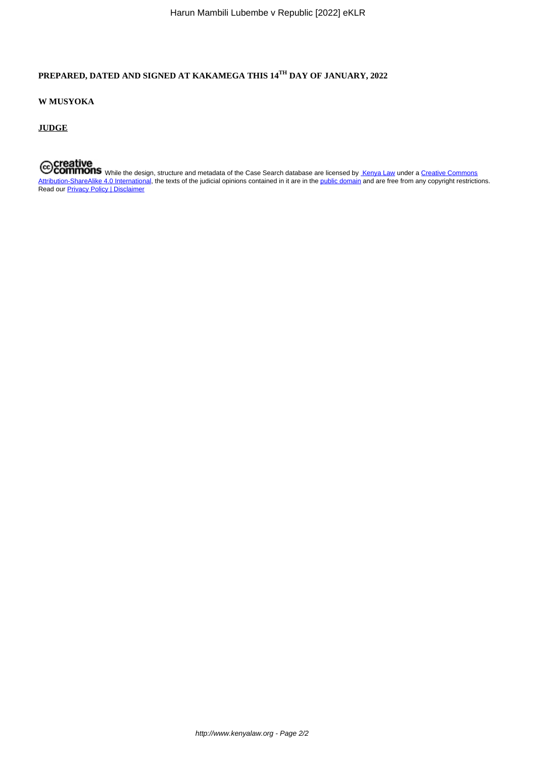**PREPARED, DATED AND SIGNED AT KAKAMEGA THIS 14TH DAY OF JANUARY, 2022**

**W MUSYOKA**

**JUDGE**

creative commons While the design, structure and metadata of the Case Search database are licensed by Kenya Law under a Creative Commons Attribution-ShareAlike 4.0 International, the texts of the judicial opinions contained in it are in the public domain and are free from any copyright restrictions. Read our Privacy Policy | Disclaimer